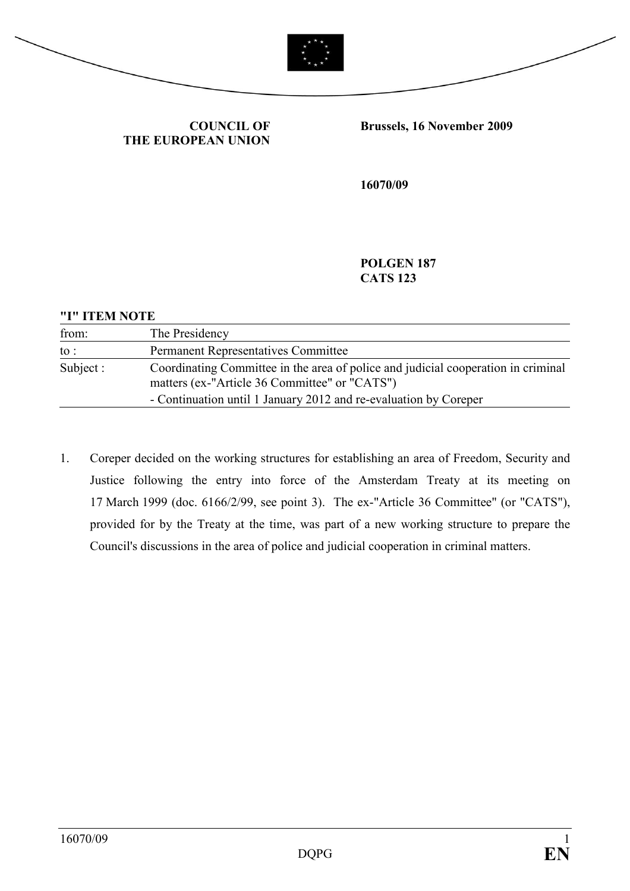**COUNCIL OF THE EUROPEAN UNION**

**Brussels, 16 November 2009**

**16070/09**

**POLGEN 187**
**CATS 123**

**"I" ITEM NOTE**

| | |
|---|---|
| from: | The Presidency |
| to : | Permanent Representatives Committee |
| Subject : | Coordinating Committee in the area of police and judicial cooperation in criminal matters (ex-"Article 36 Committee" or "CATS")<br>- Continuation until 1 January 2012 and re-evaluation by Coreper |

1. Coreper decided on the working structures for establishing an area of Freedom, Security and Justice following the entry into force of the Amsterdam Treaty at its meeting on 17 March 1999 (doc. 6166/2/99, see point 3). The ex-"Article 36 Committee" (or "CATS"), provided for by the Treaty at the time, was part of a new working structure to prepare the Council's discussions in the area of police and judicial cooperation in criminal matters.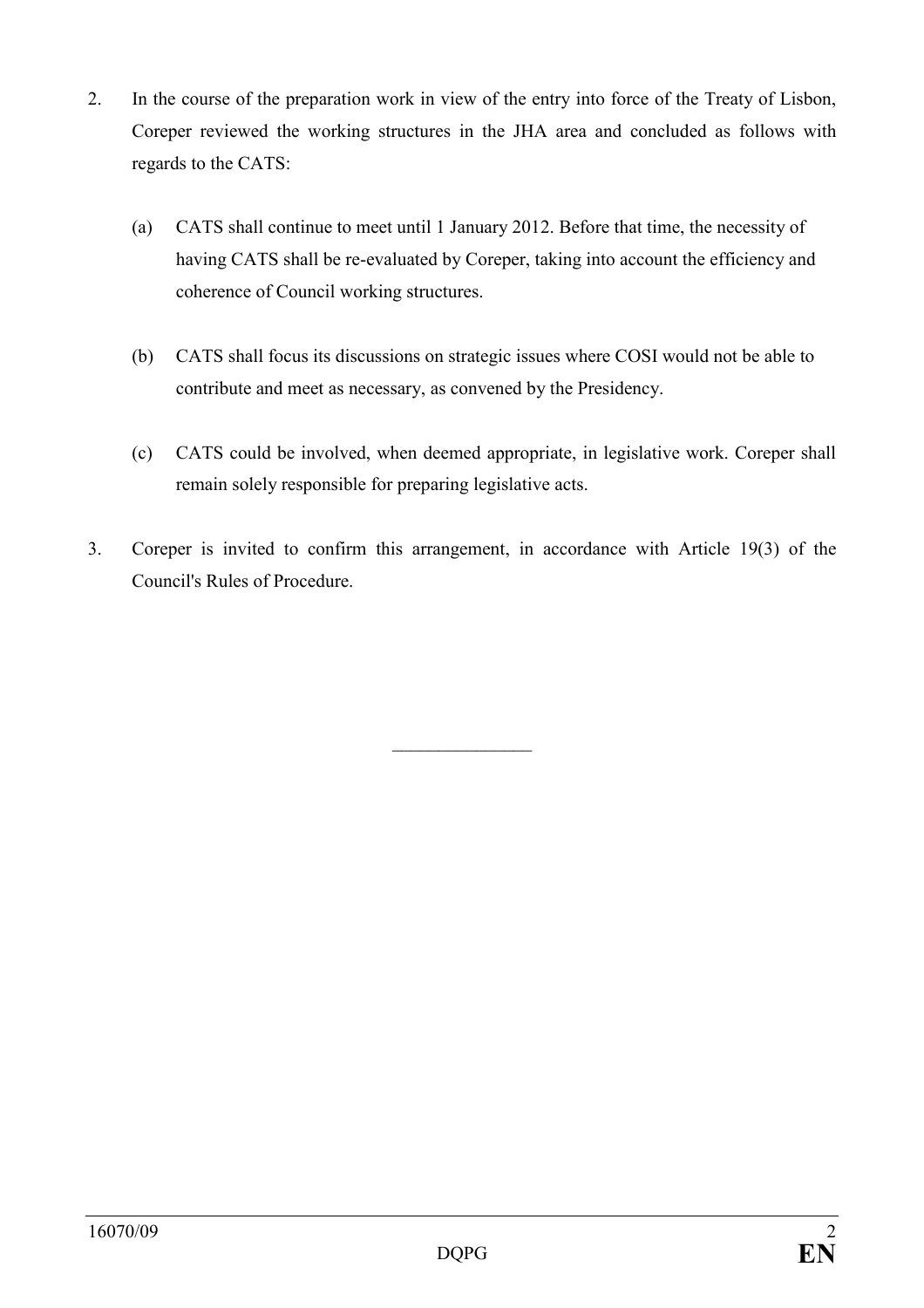2. In the course of the preparation work in view of the entry into force of the Treaty of Lisbon, Coreper reviewed the working structures in the JHA area and concluded as follows with regards to the CATS:

   (a) CATS shall continue to meet until 1 January 2012. Before that time, the necessity of having CATS shall be re-evaluated by Coreper, taking into account the efficiency and coherence of Council working structures.

   (b) CATS shall focus its discussions on strategic issues where COSI would not be able to contribute and meet as necessary, as convened by the Presidency.

   (c) CATS could be involved, when deemed appropriate, in legislative work. Coreper shall remain solely responsible for preparing legislative acts.

3. Coreper is invited to confirm this arrangement, in accordance with Article 19(3) of the Council's Rules of Procedure.

________________